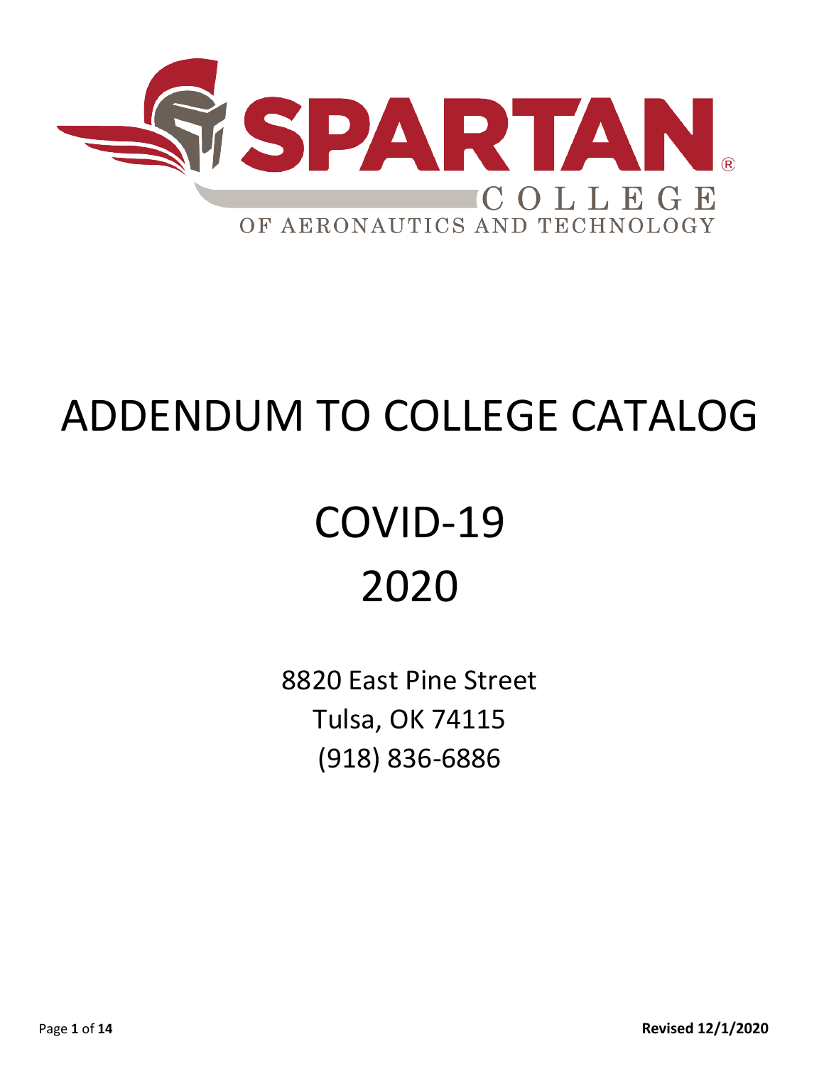SPARTAN®

COLLEGE

OF AERONAUTICS AND TECHNOLOGY

# ADDENDUM TO COLLEGE CATALOG

# COVID-19
# 2020

8820 East Pine Street
Tulsa, OK 74115
(918) 836-6886

**Revised 12/1/2020**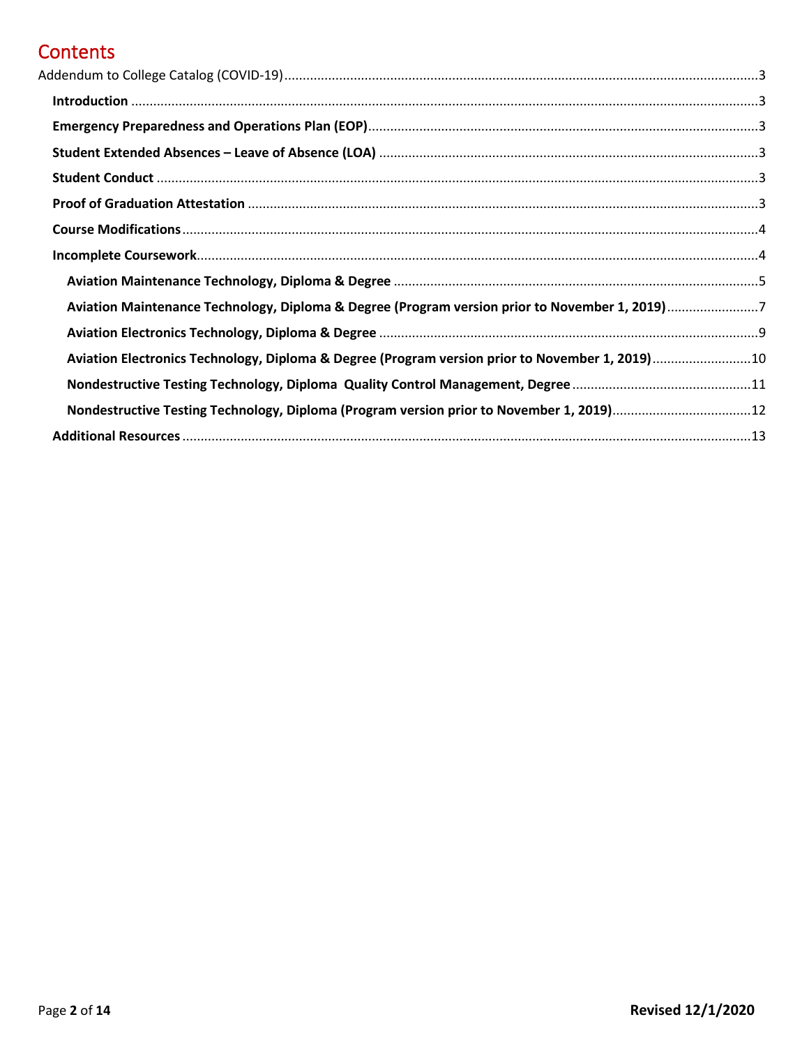# Contents

Addendum to College Catalog (COVID-19) .......... 3

- **Introduction** .......... 3
- **Emergency Preparedness and Operations Plan (EOP)** .......... 3
- **Student Extended Absences – Leave of Absence (LOA)** .......... 3
- **Student Conduct** .......... 3
- **Proof of Graduation Attestation** .......... 3
- **Course Modifications** .......... 4
- **Incomplete Coursework** .......... 4
  - **Aviation Maintenance Technology, Diploma & Degree** .......... 5
  - **Aviation Maintenance Technology, Diploma & Degree (Program version prior to November 1, 2019)** .......... 7
  - **Aviation Electronics Technology, Diploma & Degree** .......... 9
  - **Aviation Electronics Technology, Diploma & Degree (Program version prior to November 1, 2019)** .......... 10
  - **Nondestructive Testing Technology, Diploma Quality Control Management, Degree** .......... 11
  - **Nondestructive Testing Technology, Diploma (Program version prior to November 1, 2019)** .......... 12
- **Additional Resources** .......... 13

**Revised 12/1/2020**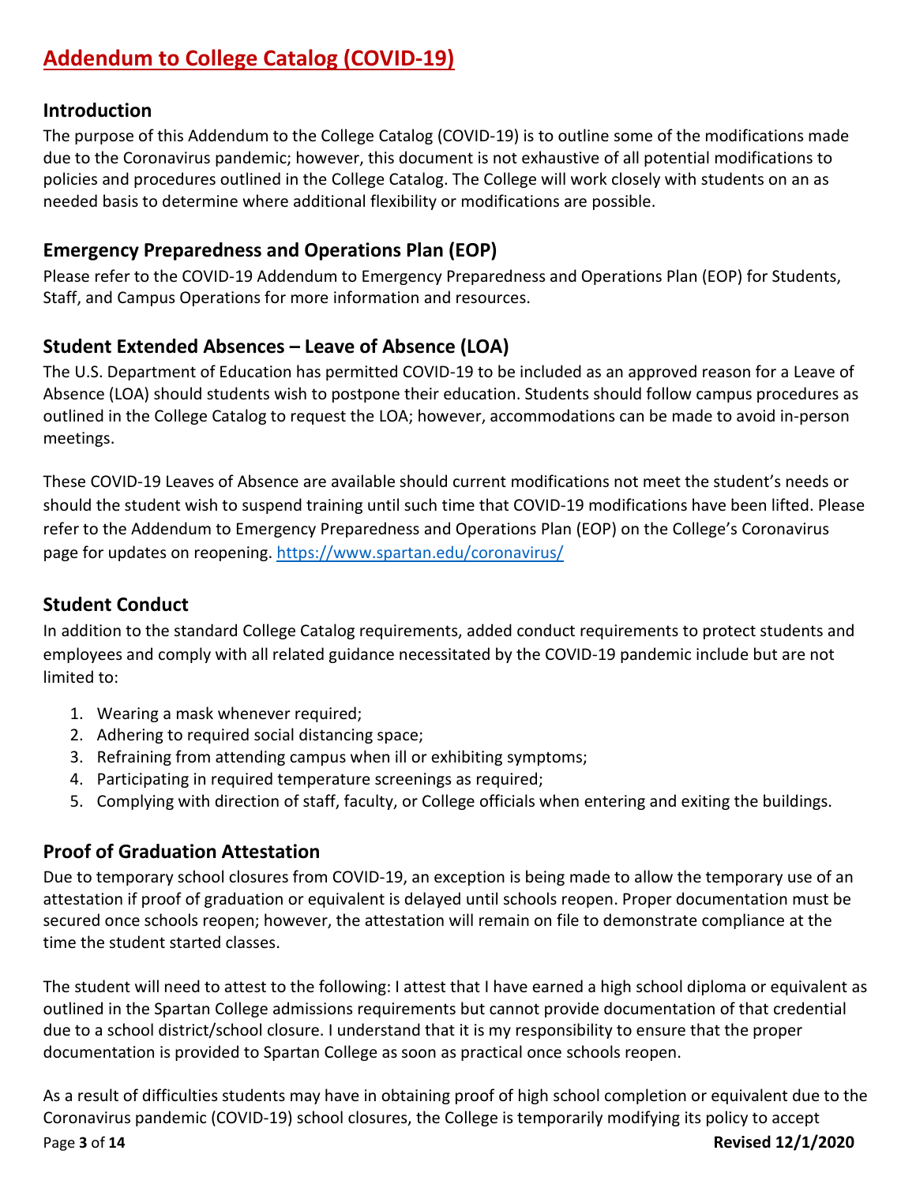# Addendum to College Catalog (COVID-19)

## Introduction

The purpose of this Addendum to the College Catalog (COVID-19) is to outline some of the modifications made due to the Coronavirus pandemic; however, this document is not exhaustive of all potential modifications to policies and procedures outlined in the College Catalog. The College will work closely with students on an as needed basis to determine where additional flexibility or modifications are possible.

## Emergency Preparedness and Operations Plan (EOP)

Please refer to the COVID-19 Addendum to Emergency Preparedness and Operations Plan (EOP) for Students, Staff, and Campus Operations for more information and resources.

## Student Extended Absences – Leave of Absence (LOA)

The U.S. Department of Education has permitted COVID-19 to be included as an approved reason for a Leave of Absence (LOA) should students wish to postpone their education. Students should follow campus procedures as outlined in the College Catalog to request the LOA; however, accommodations can be made to avoid in-person meetings.

These COVID-19 Leaves of Absence are available should current modifications not meet the student's needs or should the student wish to suspend training until such time that COVID-19 modifications have been lifted. Please refer to the Addendum to Emergency Preparedness and Operations Plan (EOP) on the College's Coronavirus page for updates on reopening. https://www.spartan.edu/coronavirus/

## Student Conduct

In addition to the standard College Catalog requirements, added conduct requirements to protect students and employees and comply with all related guidance necessitated by the COVID-19 pandemic include but are not limited to:

1. Wearing a mask whenever required;
2. Adhering to required social distancing space;
3. Refraining from attending campus when ill or exhibiting symptoms;
4. Participating in required temperature screenings as required;
5. Complying with direction of staff, faculty, or College officials when entering and exiting the buildings.

## Proof of Graduation Attestation

Due to temporary school closures from COVID-19, an exception is being made to allow the temporary use of an attestation if proof of graduation or equivalent is delayed until schools reopen. Proper documentation must be secured once schools reopen; however, the attestation will remain on file to demonstrate compliance at the time the student started classes.

The student will need to attest to the following: I attest that I have earned a high school diploma or equivalent as outlined in the Spartan College admissions requirements but cannot provide documentation of that credential due to a school district/school closure. I understand that it is my responsibility to ensure that the proper documentation is provided to Spartan College as soon as practical once schools reopen.

As a result of difficulties students may have in obtaining proof of high school completion or equivalent due to the Coronavirus pandemic (COVID-19) school closures, the College is temporarily modifying its policy to accept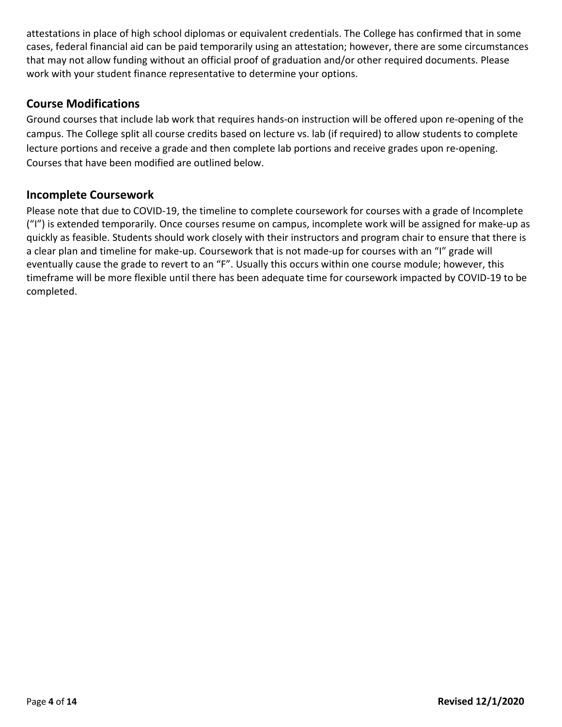attestations in place of high school diplomas or equivalent credentials. The College has confirmed that in some cases, federal financial aid can be paid temporarily using an attestation; however, there are some circumstances that may not allow funding without an official proof of graduation and/or other required documents. Please work with your student finance representative to determine your options.

## Course Modifications

Ground courses that include lab work that requires hands-on instruction will be offered upon re-opening of the campus. The College split all course credits based on lecture vs. lab (if required) to allow students to complete lecture portions and receive a grade and then complete lab portions and receive grades upon re-opening. Courses that have been modified are outlined below.

## Incomplete Coursework

Please note that due to COVID-19, the timeline to complete coursework for courses with a grade of Incomplete ("I") is extended temporarily. Once courses resume on campus, incomplete work will be assigned for make-up as quickly as feasible. Students should work closely with their instructors and program chair to ensure that there is a clear plan and timeline for make-up. Coursework that is not made-up for courses with an "I" grade will eventually cause the grade to revert to an "F". Usually this occurs within one course module; however, this timeframe will be more flexible until there has been adequate time for coursework impacted by COVID-19 to be completed.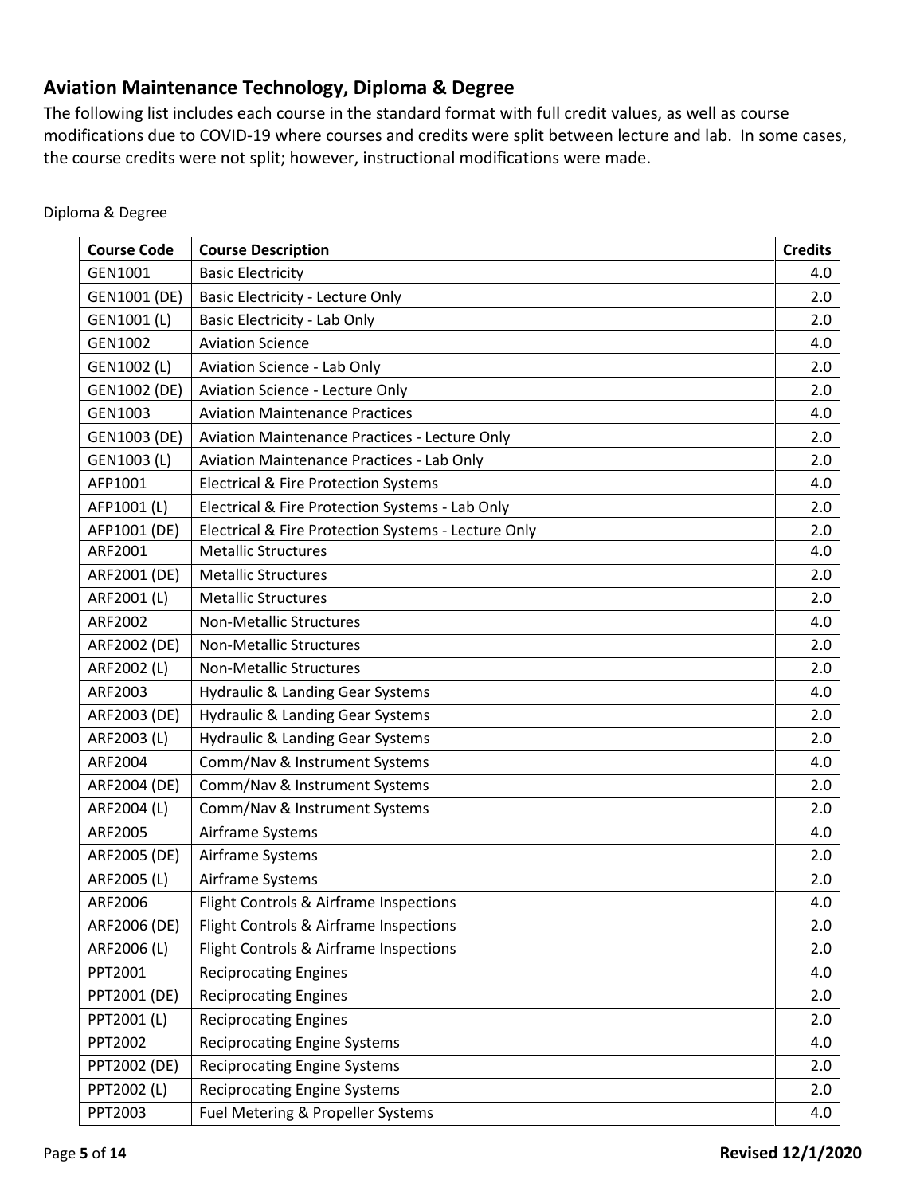## Aviation Maintenance Technology, Diploma & Degree

The following list includes each course in the standard format with full credit values, as well as course modifications due to COVID-19 where courses and credits were split between lecture and lab. In some cases, the course credits were not split; however, instructional modifications were made.

Diploma & Degree

| Course Code | Course Description | Credits |
|---|---|---|
| GEN1001 | Basic Electricity | 4.0 |
| GEN1001 (DE) | Basic Electricity - Lecture Only | 2.0 |
| GEN1001 (L) | Basic Electricity - Lab Only | 2.0 |
| GEN1002 | Aviation Science | 4.0 |
| GEN1002 (L) | Aviation Science - Lab Only | 2.0 |
| GEN1002 (DE) | Aviation Science - Lecture Only | 2.0 |
| GEN1003 | Aviation Maintenance Practices | 4.0 |
| GEN1003 (DE) | Aviation Maintenance Practices - Lecture Only | 2.0 |
| GEN1003 (L) | Aviation Maintenance Practices - Lab Only | 2.0 |
| AFP1001 | Electrical & Fire Protection Systems | 4.0 |
| AFP1001 (L) | Electrical & Fire Protection Systems - Lab Only | 2.0 |
| AFP1001 (DE) | Electrical & Fire Protection Systems - Lecture Only | 2.0 |
| ARF2001 | Metallic Structures | 4.0 |
| ARF2001 (DE) | Metallic Structures | 2.0 |
| ARF2001 (L) | Metallic Structures | 2.0 |
| ARF2002 | Non-Metallic Structures | 4.0 |
| ARF2002 (DE) | Non-Metallic Structures | 2.0 |
| ARF2002 (L) | Non-Metallic Structures | 2.0 |
| ARF2003 | Hydraulic & Landing Gear Systems | 4.0 |
| ARF2003 (DE) | Hydraulic & Landing Gear Systems | 2.0 |
| ARF2003 (L) | Hydraulic & Landing Gear Systems | 2.0 |
| ARF2004 | Comm/Nav & Instrument Systems | 4.0 |
| ARF2004 (DE) | Comm/Nav & Instrument Systems | 2.0 |
| ARF2004 (L) | Comm/Nav & Instrument Systems | 2.0 |
| ARF2005 | Airframe Systems | 4.0 |
| ARF2005 (DE) | Airframe Systems | 2.0 |
| ARF2005 (L) | Airframe Systems | 2.0 |
| ARF2006 | Flight Controls & Airframe Inspections | 4.0 |
| ARF2006 (DE) | Flight Controls & Airframe Inspections | 2.0 |
| ARF2006 (L) | Flight Controls & Airframe Inspections | 2.0 |
| PPT2001 | Reciprocating Engines | 4.0 |
| PPT2001 (DE) | Reciprocating Engines | 2.0 |
| PPT2001 (L) | Reciprocating Engines | 2.0 |
| PPT2002 | Reciprocating Engine Systems | 4.0 |
| PPT2002 (DE) | Reciprocating Engine Systems | 2.0 |
| PPT2002 (L) | Reciprocating Engine Systems | 2.0 |
| PPT2003 | Fuel Metering & Propeller Systems | 4.0 |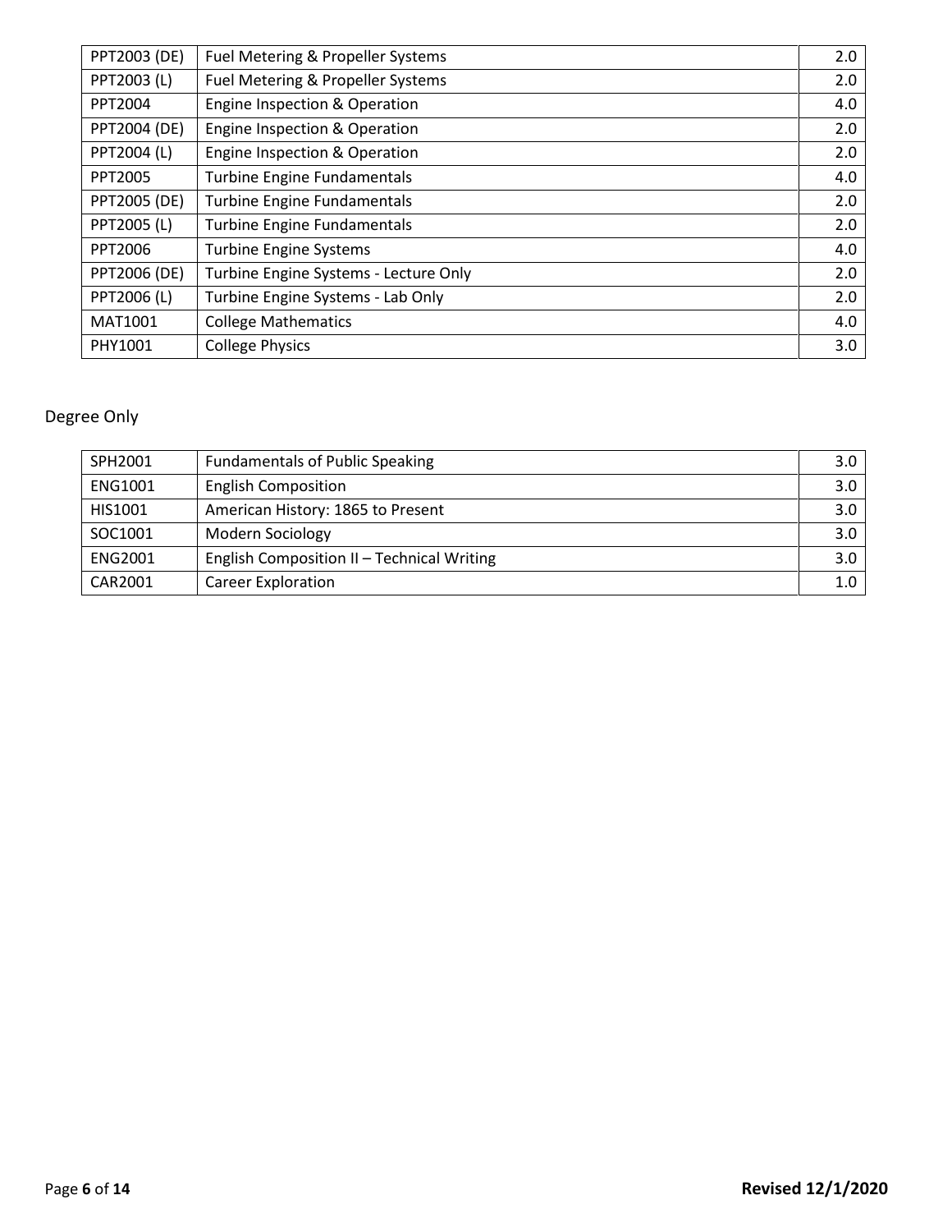| | | |
|---|---|---|
| PPT2003 (DE) | Fuel Metering & Propeller Systems | 2.0 |
| PPT2003 (L) | Fuel Metering & Propeller Systems | 2.0 |
| PPT2004 | Engine Inspection & Operation | 4.0 |
| PPT2004 (DE) | Engine Inspection & Operation | 2.0 |
| PPT2004 (L) | Engine Inspection & Operation | 2.0 |
| PPT2005 | Turbine Engine Fundamentals | 4.0 |
| PPT2005 (DE) | Turbine Engine Fundamentals | 2.0 |
| PPT2005 (L) | Turbine Engine Fundamentals | 2.0 |
| PPT2006 | Turbine Engine Systems | 4.0 |
| PPT2006 (DE) | Turbine Engine Systems - Lecture Only | 2.0 |
| PPT2006 (L) | Turbine Engine Systems - Lab Only | 2.0 |
| MAT1001 | College Mathematics | 4.0 |
| PHY1001 | College Physics | 3.0 |

Degree Only

| | | |
|---|---|---|
| SPH2001 | Fundamentals of Public Speaking | 3.0 |
| ENG1001 | English Composition | 3.0 |
| HIS1001 | American History: 1865 to Present | 3.0 |
| SOC1001 | Modern Sociology | 3.0 |
| ENG2001 | English Composition II – Technical Writing | 3.0 |
| CAR2001 | Career Exploration | 1.0 |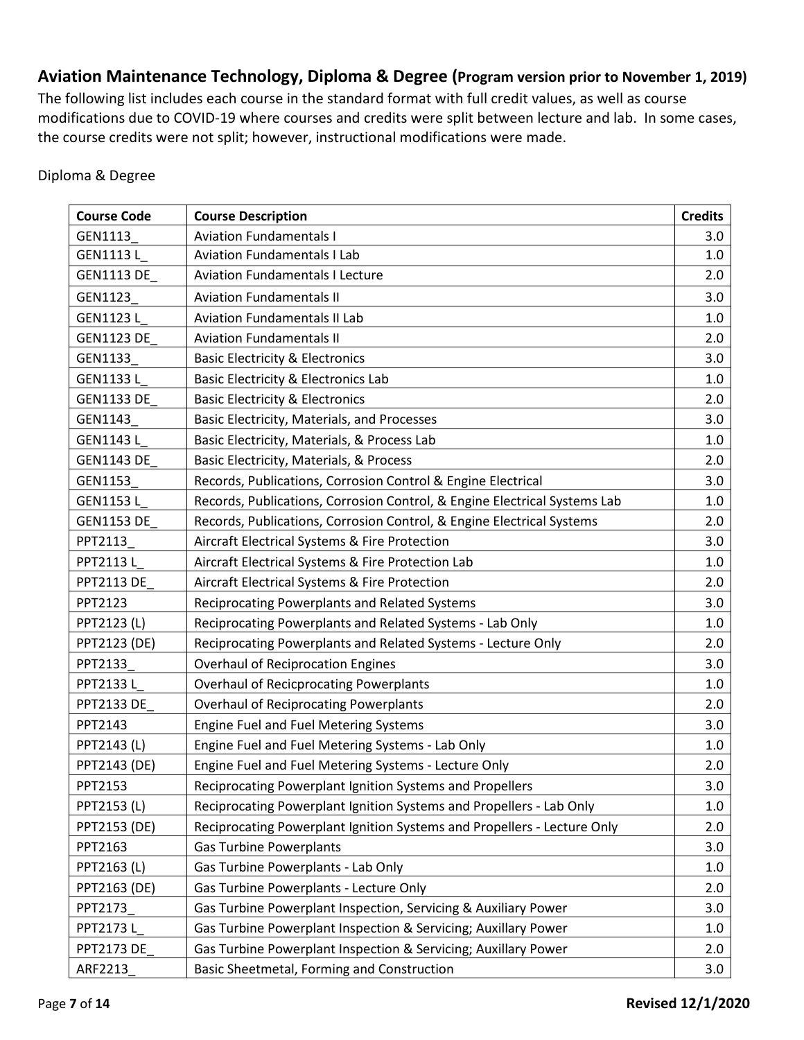## Aviation Maintenance Technology, Diploma & Degree (Program version prior to November 1, 2019)

The following list includes each course in the standard format with full credit values, as well as course modifications due to COVID-19 where courses and credits were split between lecture and lab. In some cases, the course credits were not split; however, instructional modifications were made.

Diploma & Degree

| Course Code | Course Description | Credits |
|---|---|---|
| GEN1113_ | Aviation Fundamentals I | 3.0 |
| GEN1113 L_ | Aviation Fundamentals I Lab | 1.0 |
| GEN1113 DE_ | Aviation Fundamentals I Lecture | 2.0 |
| GEN1123_ | Aviation Fundamentals II | 3.0 |
| GEN1123 L_ | Aviation Fundamentals II Lab | 1.0 |
| GEN1123 DE_ | Aviation Fundamentals II | 2.0 |
| GEN1133_ | Basic Electricity & Electronics | 3.0 |
| GEN1133 L_ | Basic Electricity & Electronics Lab | 1.0 |
| GEN1133 DE_ | Basic Electricity & Electronics | 2.0 |
| GEN1143_ | Basic Electricity, Materials, and Processes | 3.0 |
| GEN1143 L_ | Basic Electricity, Materials, & Process Lab | 1.0 |
| GEN1143 DE_ | Basic Electricity, Materials, & Process | 2.0 |
| GEN1153_ | Records, Publications, Corrosion Control & Engine Electrical | 3.0 |
| GEN1153 L_ | Records, Publications, Corrosion Control, & Engine Electrical Systems Lab | 1.0 |
| GEN1153 DE_ | Records, Publications, Corrosion Control, & Engine Electrical Systems | 2.0 |
| PPT2113_ | Aircraft Electrical Systems & Fire Protection | 3.0 |
| PPT2113 L_ | Aircraft Electrical Systems & Fire Protection Lab | 1.0 |
| PPT2113 DE_ | Aircraft Electrical Systems & Fire Protection | 2.0 |
| PPT2123 | Reciprocating Powerplants and Related Systems | 3.0 |
| PPT2123 (L) | Reciprocating Powerplants and Related Systems - Lab Only | 1.0 |
| PPT2123 (DE) | Reciprocating Powerplants and Related Systems - Lecture Only | 2.0 |
| PPT2133_ | Overhaul of Reciprocation Engines | 3.0 |
| PPT2133 L_ | Overhaul of Recicprocating Powerplants | 1.0 |
| PPT2133 DE_ | Overhaul of Reciprocating Powerplants | 2.0 |
| PPT2143 | Engine Fuel and Fuel Metering Systems | 3.0 |
| PPT2143 (L) | Engine Fuel and Fuel Metering Systems - Lab Only | 1.0 |
| PPT2143 (DE) | Engine Fuel and Fuel Metering Systems - Lecture Only | 2.0 |
| PPT2153 | Reciprocating Powerplant Ignition Systems and Propellers | 3.0 |
| PPT2153 (L) | Reciprocating Powerplant Ignition Systems and Propellers - Lab Only | 1.0 |
| PPT2153 (DE) | Reciprocating Powerplant Ignition Systems and Propellers - Lecture Only | 2.0 |
| PPT2163 | Gas Turbine Powerplants | 3.0 |
| PPT2163 (L) | Gas Turbine Powerplants - Lab Only | 1.0 |
| PPT2163 (DE) | Gas Turbine Powerplants - Lecture Only | 2.0 |
| PPT2173_ | Gas Turbine Powerplant Inspection, Servicing & Auxiliary Power | 3.0 |
| PPT2173 L_ | Gas Turbine Powerplant Inspection & Servicing; Auxillary Power | 1.0 |
| PPT2173 DE_ | Gas Turbine Powerplant Inspection & Servicing; Auxillary Power | 2.0 |
| ARF2213_ | Basic Sheetmetal, Forming and Construction | 3.0 |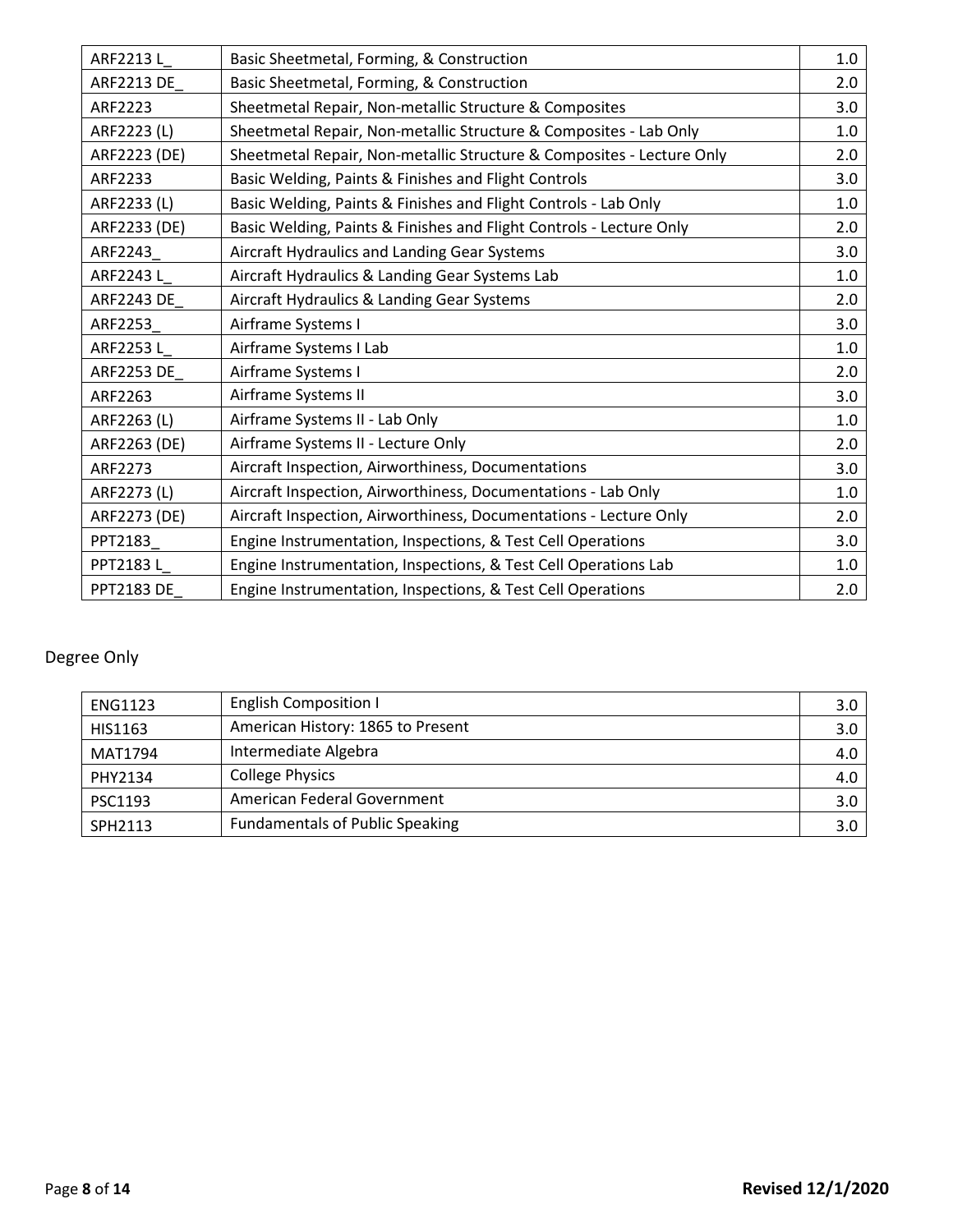| ARF2213 L_ | Basic Sheetmetal, Forming, & Construction | 1.0 |
|---|---|---|
| ARF2213 DE_ | Basic Sheetmetal, Forming, & Construction | 2.0 |
| ARF2223 | Sheetmetal Repair, Non-metallic Structure & Composites | 3.0 |
| ARF2223 (L) | Sheetmetal Repair, Non-metallic Structure & Composites - Lab Only | 1.0 |
| ARF2223 (DE) | Sheetmetal Repair, Non-metallic Structure & Composites - Lecture Only | 2.0 |
| ARF2233 | Basic Welding, Paints & Finishes and Flight Controls | 3.0 |
| ARF2233 (L) | Basic Welding, Paints & Finishes and Flight Controls - Lab Only | 1.0 |
| ARF2233 (DE) | Basic Welding, Paints & Finishes and Flight Controls - Lecture Only | 2.0 |
| ARF2243_ | Aircraft Hydraulics and Landing Gear Systems | 3.0 |
| ARF2243 L_ | Aircraft Hydraulics & Landing Gear Systems Lab | 1.0 |
| ARF2243 DE_ | Aircraft Hydraulics & Landing Gear Systems | 2.0 |
| ARF2253_ | Airframe Systems I | 3.0 |
| ARF2253 L_ | Airframe Systems I Lab | 1.0 |
| ARF2253 DE_ | Airframe Systems I | 2.0 |
| ARF2263 | Airframe Systems II | 3.0 |
| ARF2263 (L) | Airframe Systems II - Lab Only | 1.0 |
| ARF2263 (DE) | Airframe Systems II - Lecture Only | 2.0 |
| ARF2273 | Aircraft Inspection, Airworthiness, Documentations | 3.0 |
| ARF2273 (L) | Aircraft Inspection, Airworthiness, Documentations - Lab Only | 1.0 |
| ARF2273 (DE) | Aircraft Inspection, Airworthiness, Documentations - Lecture Only | 2.0 |
| PPT2183_ | Engine Instrumentation, Inspections, & Test Cell Operations | 3.0 |
| PPT2183 L_ | Engine Instrumentation, Inspections, & Test Cell Operations Lab | 1.0 |
| PPT2183 DE_ | Engine Instrumentation, Inspections, & Test Cell Operations | 2.0 |

Degree Only

| ENG1123 | English Composition I | 3.0 |
|---|---|---|
| HIS1163 | American History: 1865 to Present | 3.0 |
| MAT1794 | Intermediate Algebra | 4.0 |
| PHY2134 | College Physics | 4.0 |
| PSC1193 | American Federal Government | 3.0 |
| SPH2113 | Fundamentals of Public Speaking | 3.0 |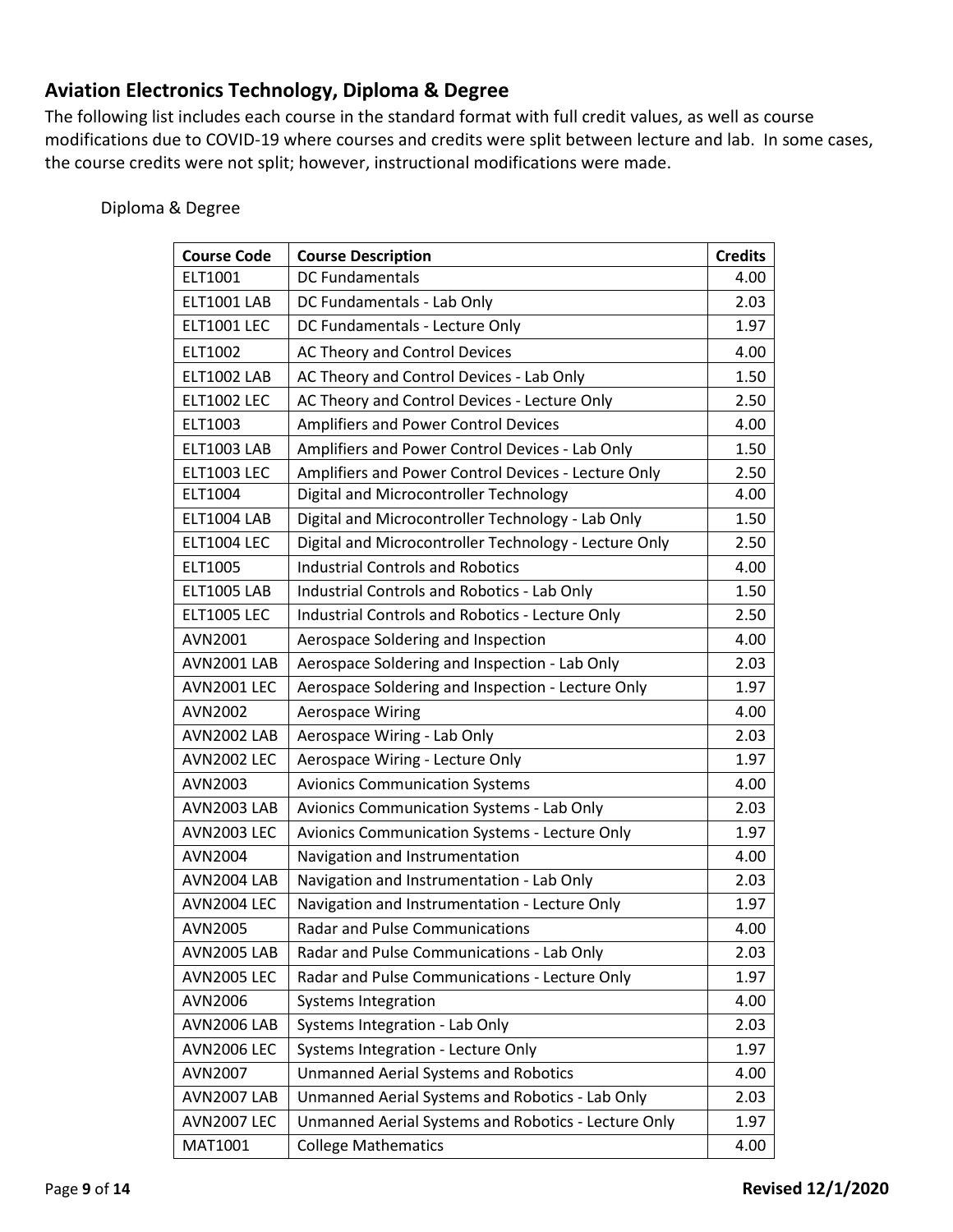## Aviation Electronics Technology, Diploma & Degree

The following list includes each course in the standard format with full credit values, as well as course modifications due to COVID-19 where courses and credits were split between lecture and lab. In some cases, the course credits were not split; however, instructional modifications were made.

Diploma & Degree

| Course Code | Course Description | Credits |
|---|---|---|
| ELT1001 | DC Fundamentals | 4.00 |
| ELT1001 LAB | DC Fundamentals - Lab Only | 2.03 |
| ELT1001 LEC | DC Fundamentals - Lecture Only | 1.97 |
| ELT1002 | AC Theory and Control Devices | 4.00 |
| ELT1002 LAB | AC Theory and Control Devices - Lab Only | 1.50 |
| ELT1002 LEC | AC Theory and Control Devices - Lecture Only | 2.50 |
| ELT1003 | Amplifiers and Power Control Devices | 4.00 |
| ELT1003 LAB | Amplifiers and Power Control Devices - Lab Only | 1.50 |
| ELT1003 LEC | Amplifiers and Power Control Devices - Lecture Only | 2.50 |
| ELT1004 | Digital and Microcontroller Technology | 4.00 |
| ELT1004 LAB | Digital and Microcontroller Technology - Lab Only | 1.50 |
| ELT1004 LEC | Digital and Microcontroller Technology - Lecture Only | 2.50 |
| ELT1005 | Industrial Controls and Robotics | 4.00 |
| ELT1005 LAB | Industrial Controls and Robotics - Lab Only | 1.50 |
| ELT1005 LEC | Industrial Controls and Robotics - Lecture Only | 2.50 |
| AVN2001 | Aerospace Soldering and Inspection | 4.00 |
| AVN2001 LAB | Aerospace Soldering and Inspection - Lab Only | 2.03 |
| AVN2001 LEC | Aerospace Soldering and Inspection - Lecture Only | 1.97 |
| AVN2002 | Aerospace Wiring | 4.00 |
| AVN2002 LAB | Aerospace Wiring - Lab Only | 2.03 |
| AVN2002 LEC | Aerospace Wiring - Lecture Only | 1.97 |
| AVN2003 | Avionics Communication Systems | 4.00 |
| AVN2003 LAB | Avionics Communication Systems - Lab Only | 2.03 |
| AVN2003 LEC | Avionics Communication Systems - Lecture Only | 1.97 |
| AVN2004 | Navigation and Instrumentation | 4.00 |
| AVN2004 LAB | Navigation and Instrumentation - Lab Only | 2.03 |
| AVN2004 LEC | Navigation and Instrumentation - Lecture Only | 1.97 |
| AVN2005 | Radar and Pulse Communications | 4.00 |
| AVN2005 LAB | Radar and Pulse Communications - Lab Only | 2.03 |
| AVN2005 LEC | Radar and Pulse Communications - Lecture Only | 1.97 |
| AVN2006 | Systems Integration | 4.00 |
| AVN2006 LAB | Systems Integration - Lab Only | 2.03 |
| AVN2006 LEC | Systems Integration - Lecture Only | 1.97 |
| AVN2007 | Unmanned Aerial Systems and Robotics | 4.00 |
| AVN2007 LAB | Unmanned Aerial Systems and Robotics - Lab Only | 2.03 |
| AVN2007 LEC | Unmanned Aerial Systems and Robotics - Lecture Only | 1.97 |
| MAT1001 | College Mathematics | 4.00 |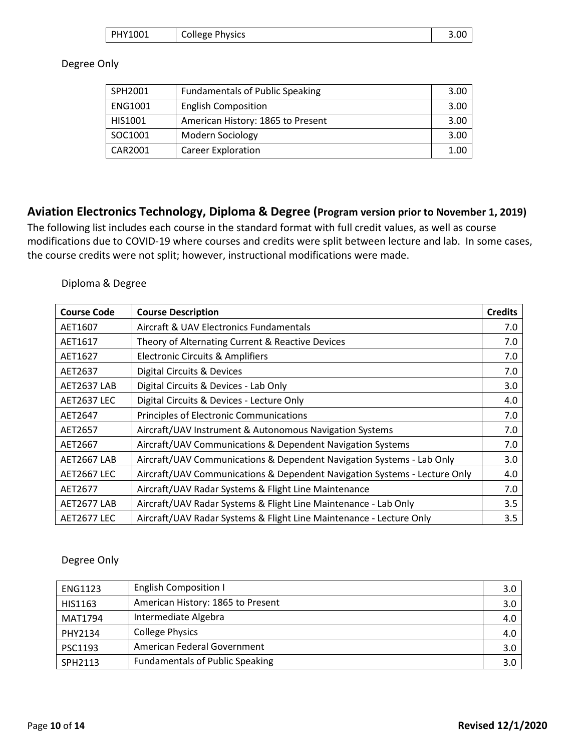| PHY1001 | College Physics | 3.00 |
|---|---|---|

Degree Only

| SPH2001 | Fundamentals of Public Speaking | 3.00 |
|---|---|---|
| ENG1001 | English Composition | 3.00 |
| HIS1001 | American History: 1865 to Present | 3.00 |
| SOC1001 | Modern Sociology | 3.00 |
| CAR2001 | Career Exploration | 1.00 |

## Aviation Electronics Technology, Diploma & Degree (Program version prior to November 1, 2019)

The following list includes each course in the standard format with full credit values, as well as course modifications due to COVID-19 where courses and credits were split between lecture and lab. In some cases, the course credits were not split; however, instructional modifications were made.

Diploma & Degree

| Course Code | Course Description | Credits |
|---|---|---|
| AET1607 | Aircraft & UAV Electronics Fundamentals | 7.0 |
| AET1617 | Theory of Alternating Current & Reactive Devices | 7.0 |
| AET1627 | Electronic Circuits & Amplifiers | 7.0 |
| AET2637 | Digital Circuits & Devices | 7.0 |
| AET2637 LAB | Digital Circuits & Devices - Lab Only | 3.0 |
| AET2637 LEC | Digital Circuits & Devices - Lecture Only | 4.0 |
| AET2647 | Principles of Electronic Communications | 7.0 |
| AET2657 | Aircraft/UAV Instrument & Autonomous Navigation Systems | 7.0 |
| AET2667 | Aircraft/UAV Communications & Dependent Navigation Systems | 7.0 |
| AET2667 LAB | Aircraft/UAV Communications & Dependent Navigation Systems - Lab Only | 3.0 |
| AET2667 LEC | Aircraft/UAV Communications & Dependent Navigation Systems - Lecture Only | 4.0 |
| AET2677 | Aircraft/UAV Radar Systems & Flight Line Maintenance | 7.0 |
| AET2677 LAB | Aircraft/UAV Radar Systems & Flight Line Maintenance - Lab Only | 3.5 |
| AET2677 LEC | Aircraft/UAV Radar Systems & Flight Line Maintenance - Lecture Only | 3.5 |

Degree Only

| ENG1123 | English Composition I | 3.0 |
|---|---|---|
| HIS1163 | American History: 1865 to Present | 3.0 |
| MAT1794 | Intermediate Algebra | 4.0 |
| PHY2134 | College Physics | 4.0 |
| PSC1193 | American Federal Government | 3.0 |
| SPH2113 | Fundamentals of Public Speaking | 3.0 |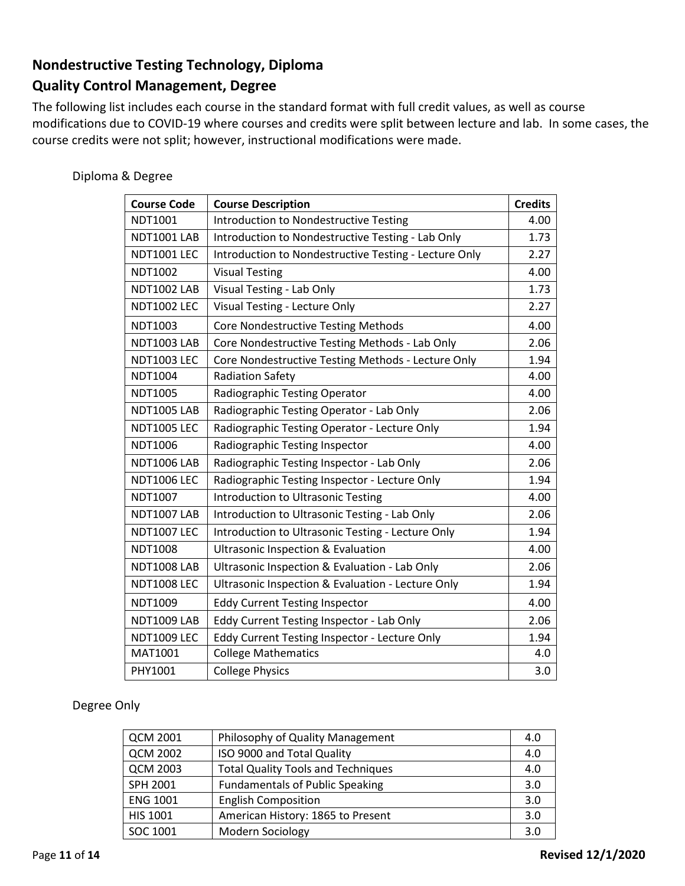## Nondestructive Testing Technology, Diploma

## Quality Control Management, Degree

The following list includes each course in the standard format with full credit values, as well as course modifications due to COVID-19 where courses and credits were split between lecture and lab. In some cases, the course credits were not split; however, instructional modifications were made.

Diploma & Degree

| Course Code | Course Description | Credits |
|---|---|---|
| NDT1001 | Introduction to Nondestructive Testing | 4.00 |
| NDT1001 LAB | Introduction to Nondestructive Testing - Lab Only | 1.73 |
| NDT1001 LEC | Introduction to Nondestructive Testing - Lecture Only | 2.27 |
| NDT1002 | Visual Testing | 4.00 |
| NDT1002 LAB | Visual Testing - Lab Only | 1.73 |
| NDT1002 LEC | Visual Testing - Lecture Only | 2.27 |
| NDT1003 | Core Nondestructive Testing Methods | 4.00 |
| NDT1003 LAB | Core Nondestructive Testing Methods - Lab Only | 2.06 |
| NDT1003 LEC | Core Nondestructive Testing Methods - Lecture Only | 1.94 |
| NDT1004 | Radiation Safety | 4.00 |
| NDT1005 | Radiographic Testing Operator | 4.00 |
| NDT1005 LAB | Radiographic Testing Operator - Lab Only | 2.06 |
| NDT1005 LEC | Radiographic Testing Operator - Lecture Only | 1.94 |
| NDT1006 | Radiographic Testing Inspector | 4.00 |
| NDT1006 LAB | Radiographic Testing Inspector - Lab Only | 2.06 |
| NDT1006 LEC | Radiographic Testing Inspector - Lecture Only | 1.94 |
| NDT1007 | Introduction to Ultrasonic Testing | 4.00 |
| NDT1007 LAB | Introduction to Ultrasonic Testing - Lab Only | 2.06 |
| NDT1007 LEC | Introduction to Ultrasonic Testing - Lecture Only | 1.94 |
| NDT1008 | Ultrasonic Inspection & Evaluation | 4.00 |
| NDT1008 LAB | Ultrasonic Inspection & Evaluation - Lab Only | 2.06 |
| NDT1008 LEC | Ultrasonic Inspection & Evaluation - Lecture Only | 1.94 |
| NDT1009 | Eddy Current Testing Inspector | 4.00 |
| NDT1009 LAB | Eddy Current Testing Inspector - Lab Only | 2.06 |
| NDT1009 LEC | Eddy Current Testing Inspector - Lecture Only | 1.94 |
| MAT1001 | College Mathematics | 4.0 |
| PHY1001 | College Physics | 3.0 |

Degree Only

| Course Code | Course Description | Credits |
|---|---|---|
| QCM 2001 | Philosophy of Quality Management | 4.0 |
| QCM 2002 | ISO 9000 and Total Quality | 4.0 |
| QCM 2003 | Total Quality Tools and Techniques | 4.0 |
| SPH 2001 | Fundamentals of Public Speaking | 3.0 |
| ENG 1001 | English Composition | 3.0 |
| HIS 1001 | American History: 1865 to Present | 3.0 |
| SOC 1001 | Modern Sociology | 3.0 |

**Revised 12/1/2020**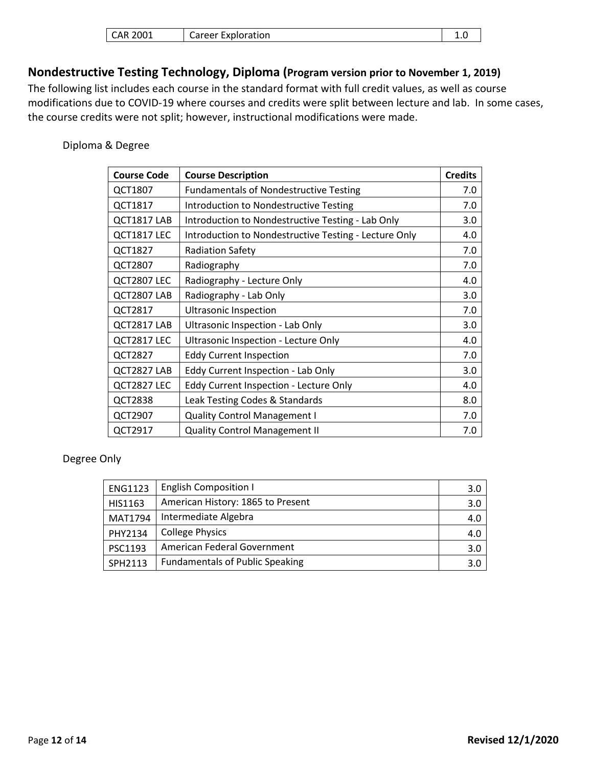| CAR 2001 | Career Exploration | 1.0 |
|---|---|---|

## Nondestructive Testing Technology, Diploma (**Program version prior to November 1, 2019)**

The following list includes each course in the standard format with full credit values, as well as course modifications due to COVID-19 where courses and credits were split between lecture and lab. In some cases, the course credits were not split; however, instructional modifications were made.

Diploma & Degree

| Course Code | Course Description | Credits |
|---|---|---|
| QCT1807 | Fundamentals of Nondestructive Testing | 7.0 |
| QCT1817 | Introduction to Nondestructive Testing | 7.0 |
| QCT1817 LAB | Introduction to Nondestructive Testing - Lab Only | 3.0 |
| QCT1817 LEC | Introduction to Nondestructive Testing - Lecture Only | 4.0 |
| QCT1827 | Radiation Safety | 7.0 |
| QCT2807 | Radiography | 7.0 |
| QCT2807 LEC | Radiography - Lecture Only | 4.0 |
| QCT2807 LAB | Radiography - Lab Only | 3.0 |
| QCT2817 | Ultrasonic Inspection | 7.0 |
| QCT2817 LAB | Ultrasonic Inspection - Lab Only | 3.0 |
| QCT2817 LEC | Ultrasonic Inspection - Lecture Only | 4.0 |
| QCT2827 | Eddy Current Inspection | 7.0 |
| QCT2827 LAB | Eddy Current Inspection - Lab Only | 3.0 |
| QCT2827 LEC | Eddy Current Inspection - Lecture Only | 4.0 |
| QCT2838 | Leak Testing Codes & Standards | 8.0 |
| QCT2907 | Quality Control Management I | 7.0 |
| QCT2917 | Quality Control Management II | 7.0 |

Degree Only

| ENG1123 | English Composition I | 3.0 |
|---|---|---|
| HIS1163 | American History: 1865 to Present | 3.0 |
| MAT1794 | Intermediate Algebra | 4.0 |
| PHY2134 | College Physics | 4.0 |
| PSC1193 | American Federal Government | 3.0 |
| SPH2113 | Fundamentals of Public Speaking | 3.0 |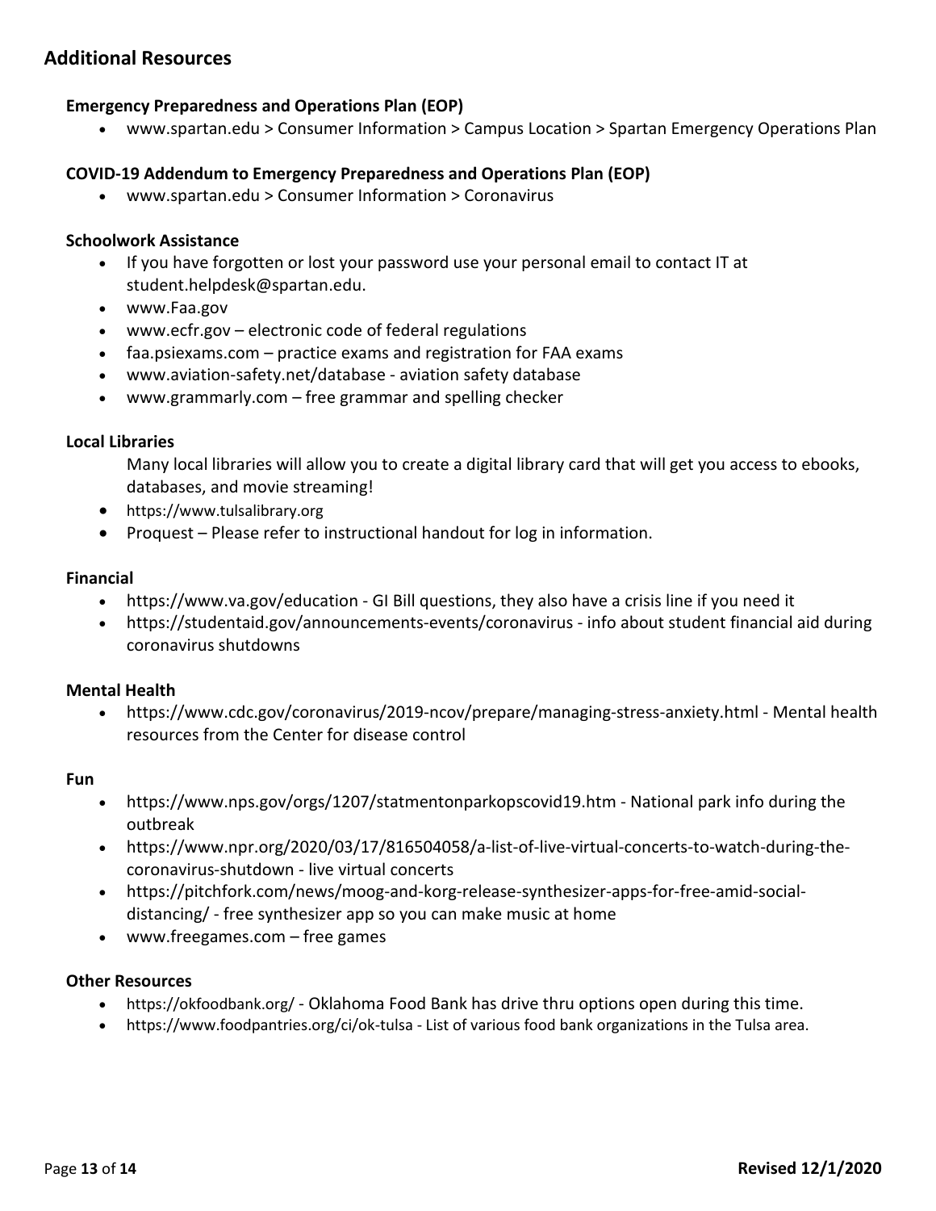## Additional Resources

### Emergency Preparedness and Operations Plan (EOP)

- www.spartan.edu > Consumer Information > Campus Location > Spartan Emergency Operations Plan

### COVID-19 Addendum to Emergency Preparedness and Operations Plan (EOP)

- www.spartan.edu > Consumer Information > Coronavirus

### Schoolwork Assistance

- If you have forgotten or lost your password use your personal email to contact IT at student.helpdesk@spartan.edu.
- www.Faa.gov
- www.ecfr.gov – electronic code of federal regulations
- faa.psiexams.com – practice exams and registration for FAA exams
- www.aviation-safety.net/database - aviation safety database
- www.grammarly.com – free grammar and spelling checker

### Local Libraries

Many local libraries will allow you to create a digital library card that will get you access to ebooks, databases, and movie streaming!

- https://www.tulsalibrary.org
- Proquest – Please refer to instructional handout for log in information.

### Financial

- https://www.va.gov/education - GI Bill questions, they also have a crisis line if you need it
- https://studentaid.gov/announcements-events/coronavirus - info about student financial aid during coronavirus shutdowns

### Mental Health

- https://www.cdc.gov/coronavirus/2019-ncov/prepare/managing-stress-anxiety.html - Mental health resources from the Center for disease control

### Fun

- https://www.nps.gov/orgs/1207/statmentonparkopscovid19.htm - National park info during the outbreak
- https://www.npr.org/2020/03/17/816504058/a-list-of-live-virtual-concerts-to-watch-during-the-coronavirus-shutdown - live virtual concerts
- https://pitchfork.com/news/moog-and-korg-release-synthesizer-apps-for-free-amid-social-distancing/ - free synthesizer app so you can make music at home
- www.freegames.com – free games

### Other Resources

- https://okfoodbank.org/ - Oklahoma Food Bank has drive thru options open during this time.
- https://www.foodpantries.org/ci/ok-tulsa - List of various food bank organizations in the Tulsa area.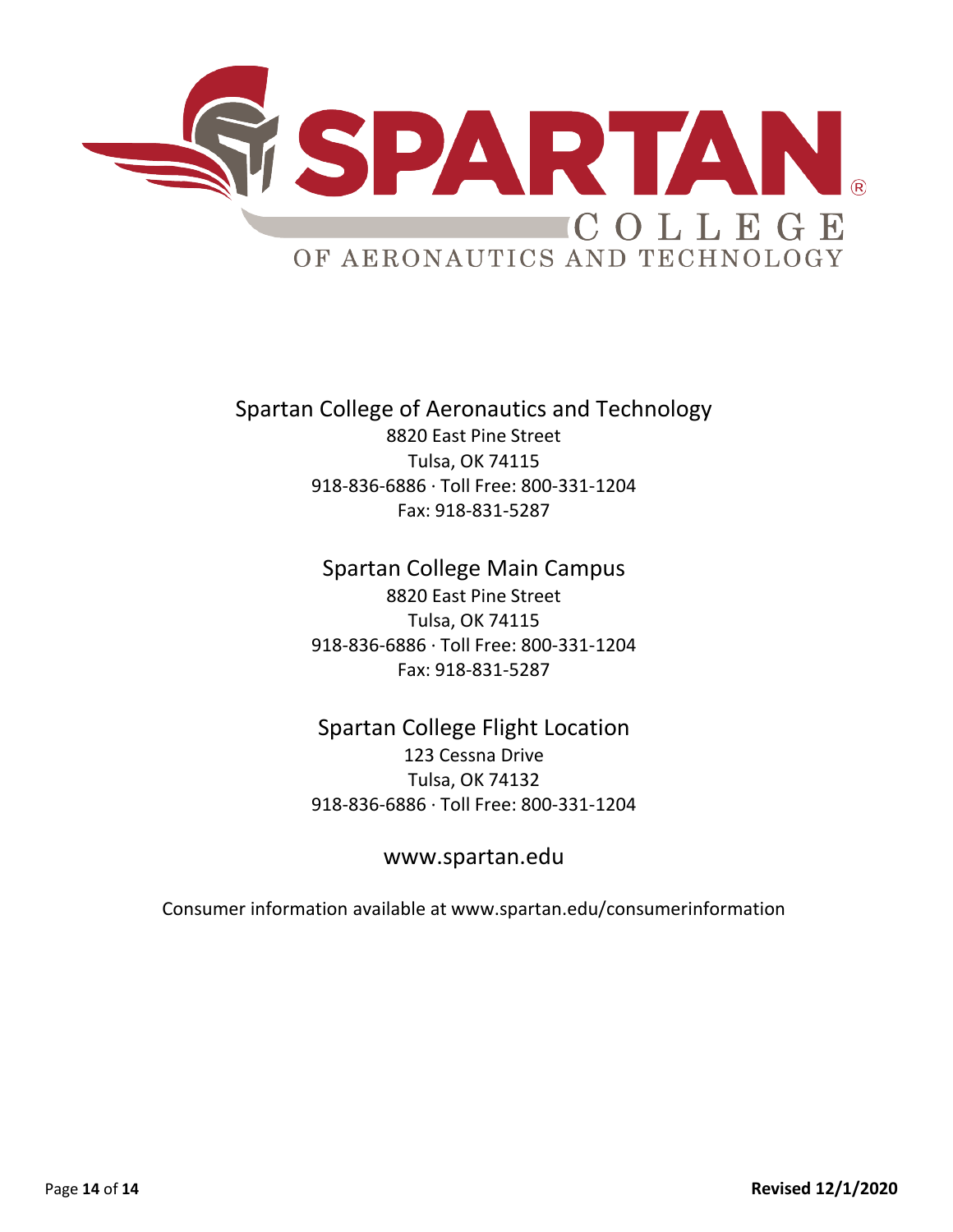# Spartan College of Aeronautics and Technology

8820 East Pine Street
Tulsa, OK 74115
918-836-6886 · Toll Free: 800-331-1204
Fax: 918-831-5287

## Spartan College Main Campus

8820 East Pine Street
Tulsa, OK 74115
918-836-6886 · Toll Free: 800-331-1204
Fax: 918-831-5287

## Spartan College Flight Location

123 Cessna Drive
Tulsa, OK 74132
918-836-6886 · Toll Free: 800-331-1204

www.spartan.edu

Consumer information available at www.spartan.edu/consumerinformation

**Revised 12/1/2020**